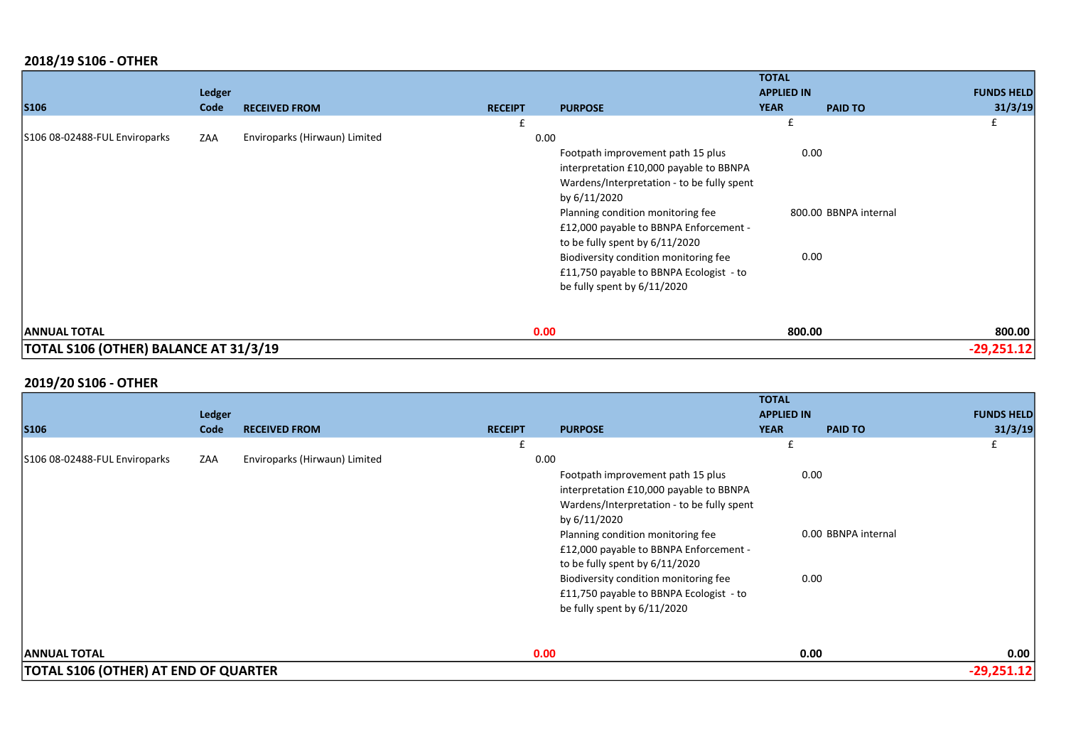## 2018/19 S106 - OTHER

| S106 | Ledger Code | RECEIVED FROM | RECEIPT | PURPOSE | TOTAL APPLIED IN YEAR | PAID TO | FUNDS HELD 31/3/19 |
|---|---|---|---|---|---|---|---|
| | | | £ | | £ | | £ |
| S106 08-02488-FUL Enviroparks | ZAA | Enviroparks (Hirwaun) Limited | 0.00 | | | | |
| | | | | Footpath improvement path 15 plus interpretation £10,000 payable to BBNPA Wardens/Interpretation - to be fully spent by 6/11/2020 | 0.00 | | |
| | | | | Planning condition monitoring fee £12,000 payable to BBNPA Enforcement - to be fully spent by 6/11/2020 | 800.00 | BBNPA internal | |
| | | | | Biodiversity condition monitoring fee £11,750 payable to BBNPA Ecologist - to be fully spent by 6/11/2020 | 0.00 | | |
| **ANNUAL TOTAL** | | | **0.00** | | **800.00** | | **800.00** |
| **TOTAL S106 (OTHER) BALANCE AT 31/3/19** | | | | | | | **-29,251.12** |

## 2019/20 S106 - OTHER

| S106 | Ledger Code | RECEIVED FROM | RECEIPT | PURPOSE | TOTAL APPLIED IN YEAR | PAID TO | FUNDS HELD 31/3/19 |
|---|---|---|---|---|---|---|---|
| | | | £ | | £ | | £ |
| S106 08-02488-FUL Enviroparks | ZAA | Enviroparks (Hirwaun) Limited | 0.00 | | | | |
| | | | | Footpath improvement path 15 plus interpretation £10,000 payable to BBNPA Wardens/Interpretation - to be fully spent by 6/11/2020 | 0.00 | | |
| | | | | Planning condition monitoring fee £12,000 payable to BBNPA Enforcement - to be fully spent by 6/11/2020 | 0.00 | BBNPA internal | |
| | | | | Biodiversity condition monitoring fee £11,750 payable to BBNPA Ecologist - to be fully spent by 6/11/2020 | 0.00 | | |
| **ANNUAL TOTAL** | | | **0.00** | | **0.00** | | **0.00** |
| **TOTAL S106 (OTHER) AT END OF QUARTER** | | | | | | | **-29,251.12** |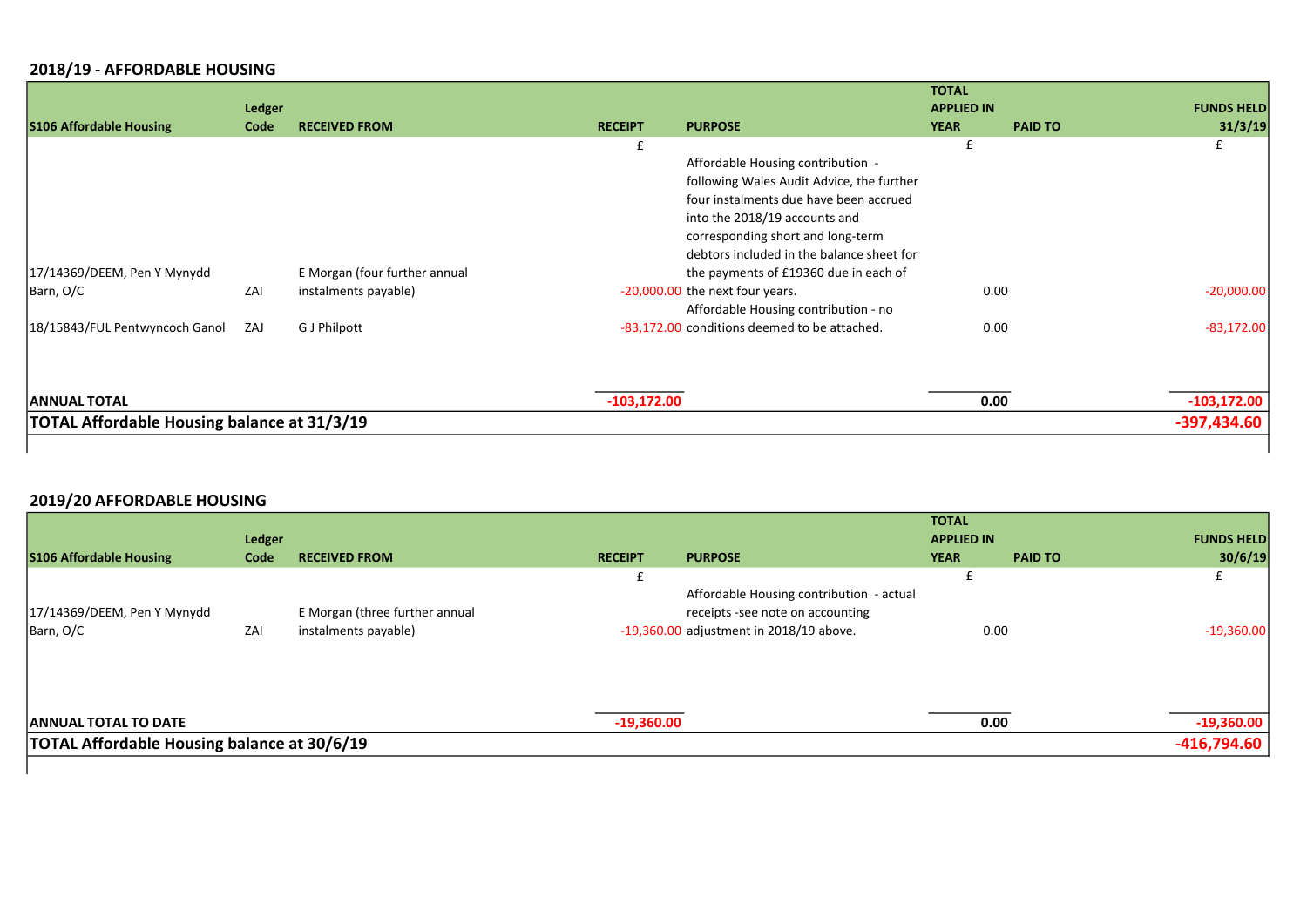## 2018/19 - AFFORDABLE HOUSING

| S106 Affordable Housing | Ledger Code | RECEIVED FROM | RECEIPT | PURPOSE | TOTAL APPLIED IN YEAR | PAID TO | FUNDS HELD 31/3/19 |
|---|---|---|---|---|---|---|---|
| | | | £ | | £ | | £ |
| 17/14369/DEEM, Pen Y Mynydd Barn, O/C | ZAI | E Morgan (four further annual instalments payable) | -20,000.00 | Affordable Housing contribution - following Wales Audit Advice, the further four instalments due have been accrued into the 2018/19 accounts and corresponding short and long-term debtors included in the balance sheet for the payments of £19360 due in each of the next four years. | 0.00 | | -20,000.00 |
| 18/15843/FUL Pentwyncoch Ganol | ZAJ | G J Philpott | -83,172.00 | Affordable Housing contribution - no conditions deemed to be attached. | 0.00 | | -83,172.00 |
| **ANNUAL TOTAL** | | | **-103,172.00** | | **0.00** | | **-103,172.00** |
| **TOTAL Affordable Housing balance at 31/3/19** | | | | | | | **-397,434.60** |

## 2019/20 AFFORDABLE HOUSING

| S106 Affordable Housing | Ledger Code | RECEIVED FROM | RECEIPT | PURPOSE | TOTAL APPLIED IN YEAR | PAID TO | FUNDS HELD 30/6/19 |
|---|---|---|---|---|---|---|---|
| | | | £ | | £ | | £ |
| 17/14369/DEEM, Pen Y Mynydd Barn, O/C | ZAI | E Morgan (three further annual instalments payable) | -19,360.00 | Affordable Housing contribution - actual receipts -see note on accounting adjustment in 2018/19 above. | 0.00 | | -19,360.00 |
| **ANNUAL TOTAL TO DATE** | | | **-19,360.00** | | **0.00** | | **-19,360.00** |
| **TOTAL Affordable Housing balance at 30/6/19** | | | | | | | **-416,794.60** |